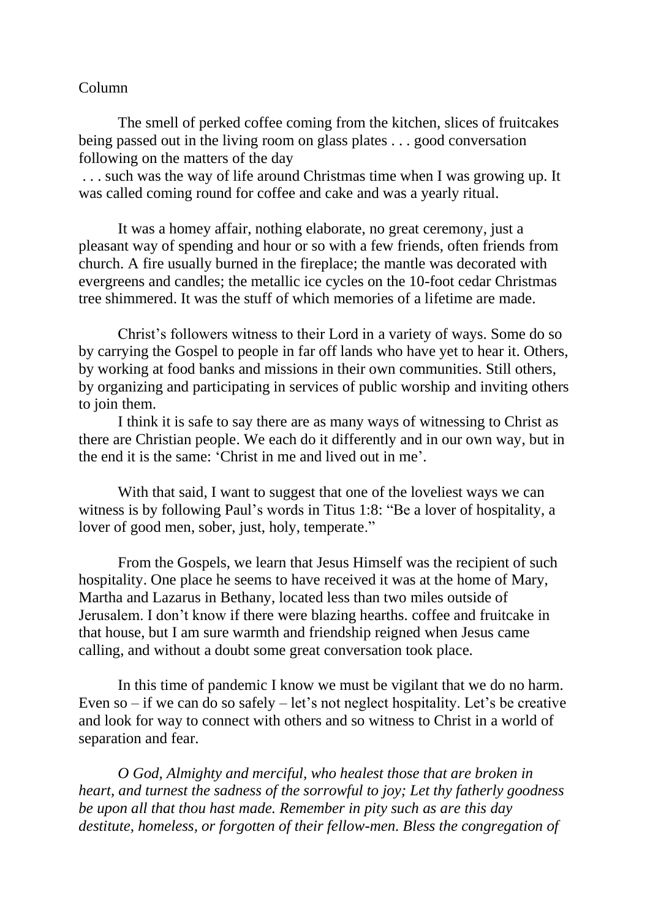Column

The smell of perked coffee coming from the kitchen, slices of fruitcakes being passed out in the living room on glass plates . . . good conversation following on the matters of the day . . . such was the way of life around Christmas time when I was growing up. It was called coming round for coffee and cake and was a yearly ritual.

It was a homey affair, nothing elaborate, no great ceremony, just a pleasant way of spending and hour or so with a few friends, often friends from church. A fire usually burned in the fireplace; the mantle was decorated with evergreens and candles; the metallic ice cycles on the 10-foot cedar Christmas tree shimmered. It was the stuff of which memories of a lifetime are made.

Christ's followers witness to their Lord in a variety of ways. Some do so by carrying the Gospel to people in far off lands who have yet to hear it. Others, by working at food banks and missions in their own communities. Still others, by organizing and participating in services of public worship and inviting others to join them.

I think it is safe to say there are as many ways of witnessing to Christ as there are Christian people. We each do it differently and in our own way, but in the end it is the same: 'Christ in me and lived out in me'.

With that said, I want to suggest that one of the loveliest ways we can witness is by following Paul's words in Titus 1:8: "Be a lover of hospitality, a lover of good men, sober, just, holy, temperate."

From the Gospels, we learn that Jesus Himself was the recipient of such hospitality. One place he seems to have received it was at the home of Mary, Martha and Lazarus in Bethany, located less than two miles outside of Jerusalem. I don't know if there were blazing hearths. coffee and fruitcake in that house, but I am sure warmth and friendship reigned when Jesus came calling, and without a doubt some great conversation took place.

In this time of pandemic I know we must be vigilant that we do no harm. Even so – if we can do so safely – let's not neglect hospitality. Let's be creative and look for way to connect with others and so witness to Christ in a world of separation and fear.

*O God, Almighty and merciful, who healest those that are broken in heart, and turnest the sadness of the sorrowful to joy; Let thy fatherly goodness be upon all that thou hast made. Remember in pity such as are this day destitute, homeless, or forgotten of their fellow-men. Bless the congregation of*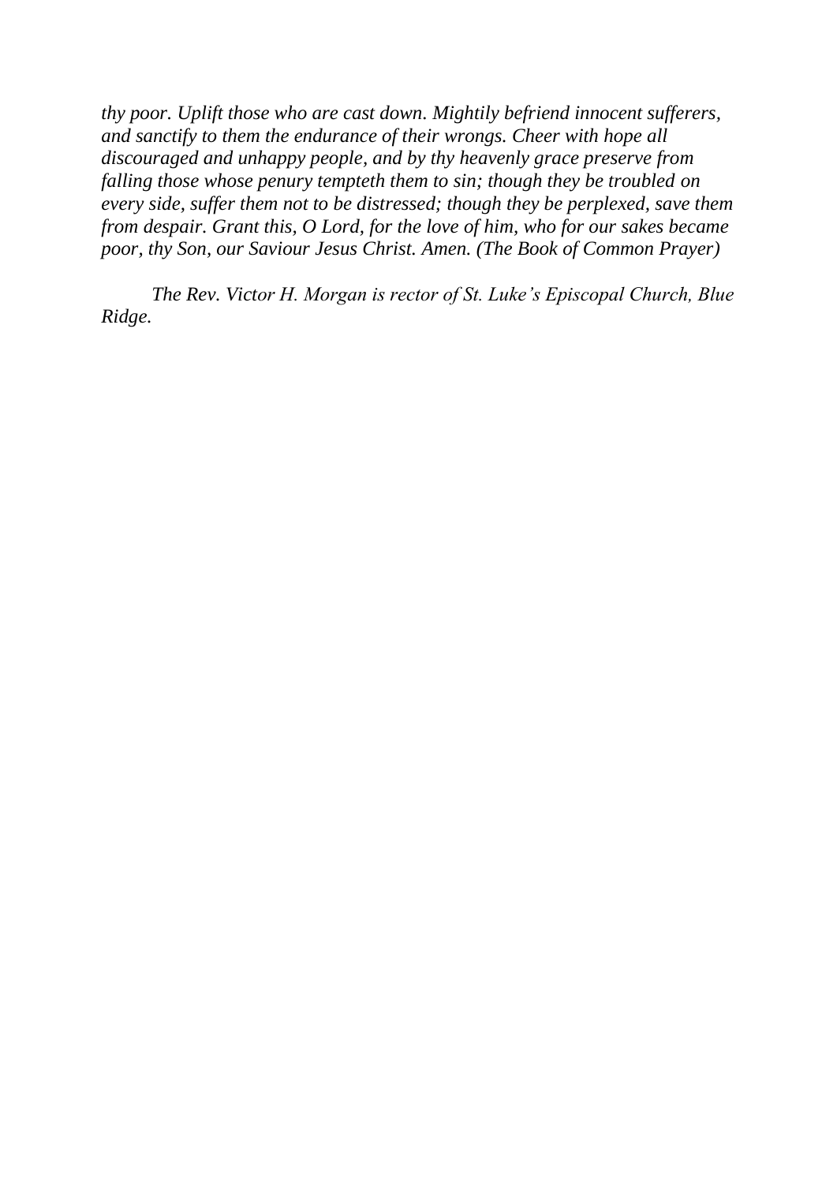*thy poor. Uplift those who are cast down. Mightily befriend innocent sufferers, and sanctify to them the endurance of their wrongs. Cheer with hope all discouraged and unhappy people, and by thy heavenly grace preserve from falling those whose penury tempteth them to sin; though they be troubled on every side, suffer them not to be distressed; though they be perplexed, save them from despair. Grant this, O Lord, for the love of him, who for our sakes became poor, thy Son, our Saviour Jesus Christ. Amen. (The Book of Common Prayer)*

*The Rev. Victor H. Morgan is rector of St. Luke's Episcopal Church, Blue Ridge.*